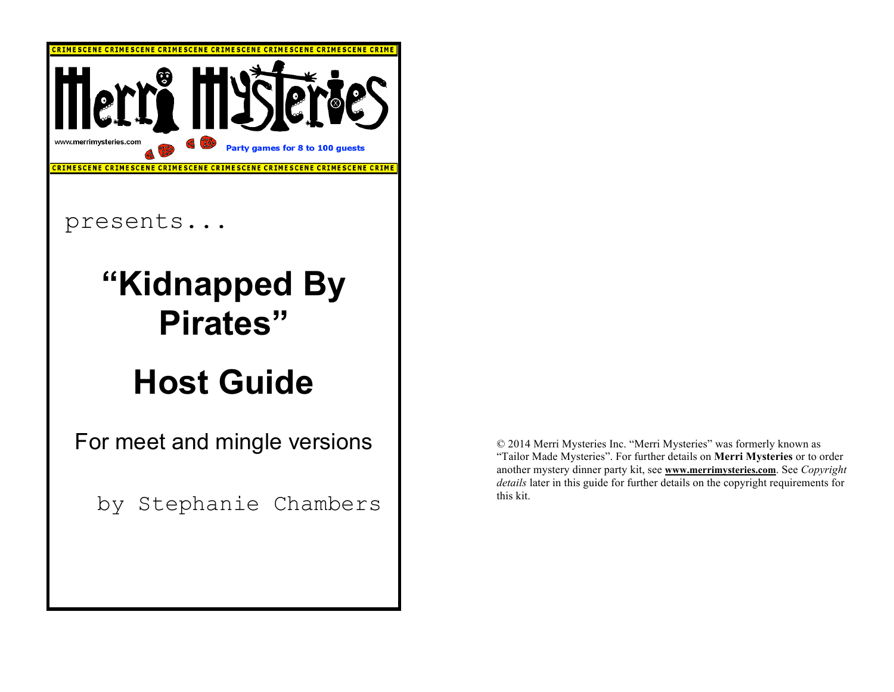CRIMESCENE CRIMESCENE CRIMESCENE CRIMESCENE CRIMESCENE CRIMESCENE CRIME

# Merri Mysteries

www.merrimysteries.com

Party games for 8 to 100 guests

CRIMESCENE CRIMESCENE CRIMESCENE CRIMESCENE CRIMESCENE CRIMESCENE CRIME

presents...

# "Kidnapped By Pirates"

# Host Guide

For meet and mingle versions

by Stephanie Chambers

© 2014 Merri Mysteries Inc. "Merri Mysteries" was formerly known as "Tailor Made Mysteries". For further details on **Merri Mysteries** or to order another mystery dinner party kit, see **www.merrimysteries.com**. See *Copyright details* later in this guide for further details on the copyright requirements for this kit.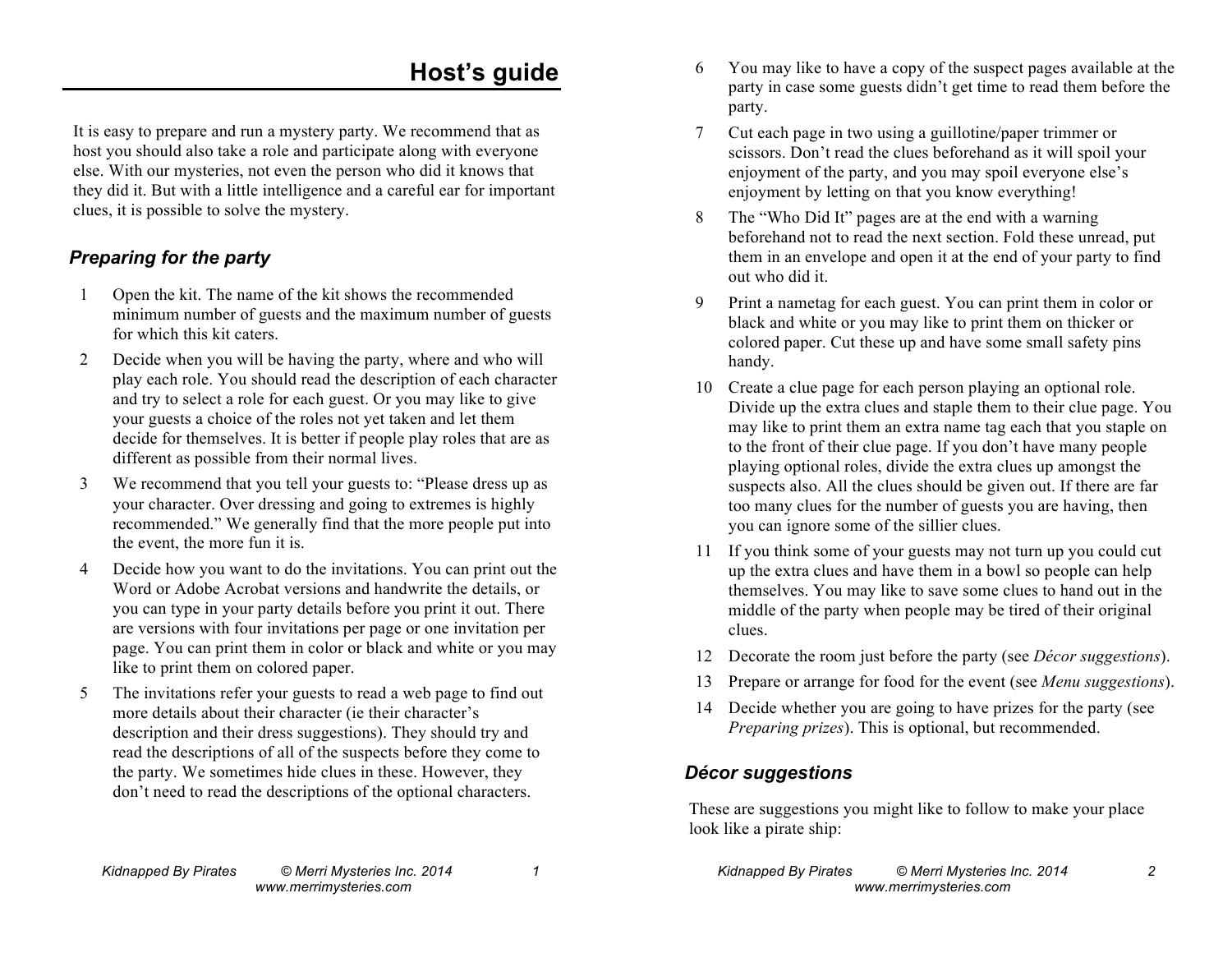# Host’s guide

It is easy to prepare and run a mystery party. We recommend that as host you should also take a role and participate along with everyone else. With our mysteries, not even the person who did it knows that they did it. But with a little intelligence and a careful ear for important clues, it is possible to solve the mystery.

## *Preparing for the party*

1. Open the kit. The name of the kit shows the recommended minimum number of guests and the maximum number of guests for which this kit caters.
2. Decide when you will be having the party, where and who will play each role. You should read the description of each character and try to select a role for each guest. Or you may like to give your guests a choice of the roles not yet taken and let them decide for themselves. It is better if people play roles that are as different as possible from their normal lives.
3. We recommend that you tell your guests to: “Please dress up as your character. Over dressing and going to extremes is highly recommended.” We generally find that the more people put into the event, the more fun it is.
4. Decide how you want to do the invitations. You can print out the Word or Adobe Acrobat versions and handwrite the details, or you can type in your party details before you print it out. There are versions with four invitations per page or one invitation per page. You can print them in color or black and white or you may like to print them on colored paper.
5. The invitations refer your guests to read a web page to find out more details about their character (ie their character’s description and their dress suggestions). They should try and read the descriptions of all of the suspects before they come to the party. We sometimes hide clues in these. However, they don’t need to read the descriptions of the optional characters.
6. You may like to have a copy of the suspect pages available at the party in case some guests didn’t get time to read them before the party.
7. Cut each page in two using a guillotine/paper trimmer or scissors. Don’t read the clues beforehand as it will spoil your enjoyment of the party, and you may spoil everyone else’s enjoyment by letting on that you know everything!
8. The “Who Did It” pages are at the end with a warning beforehand not to read the next section. Fold these unread, put them in an envelope and open it at the end of your party to find out who did it.
9. Print a nametag for each guest. You can print them in color or black and white or you may like to print them on thicker or colored paper. Cut these up and have some small safety pins handy.
10. Create a clue page for each person playing an optional role. Divide up the extra clues and staple them to their clue page. You may like to print them an extra name tag each that you staple on to the front of their clue page. If you don’t have many people playing optional roles, divide the extra clues up amongst the suspects also. All the clues should be given out. If there are far too many clues for the number of guests you are having, then you can ignore some of the sillier clues.
11. If you think some of your guests may not turn up you could cut up the extra clues and have them in a bowl so people can help themselves. You may like to save some clues to hand out in the middle of the party when people may be tired of their original clues.
12. Decorate the room just before the party (see *Décor suggestions*).
13. Prepare or arrange for food for the event (see *Menu suggestions*).
14. Decide whether you are going to have prizes for the party (see *Preparing prizes*). This is optional, but recommended.

## *Décor suggestions*

These are suggestions you might like to follow to make your place look like a pirate ship: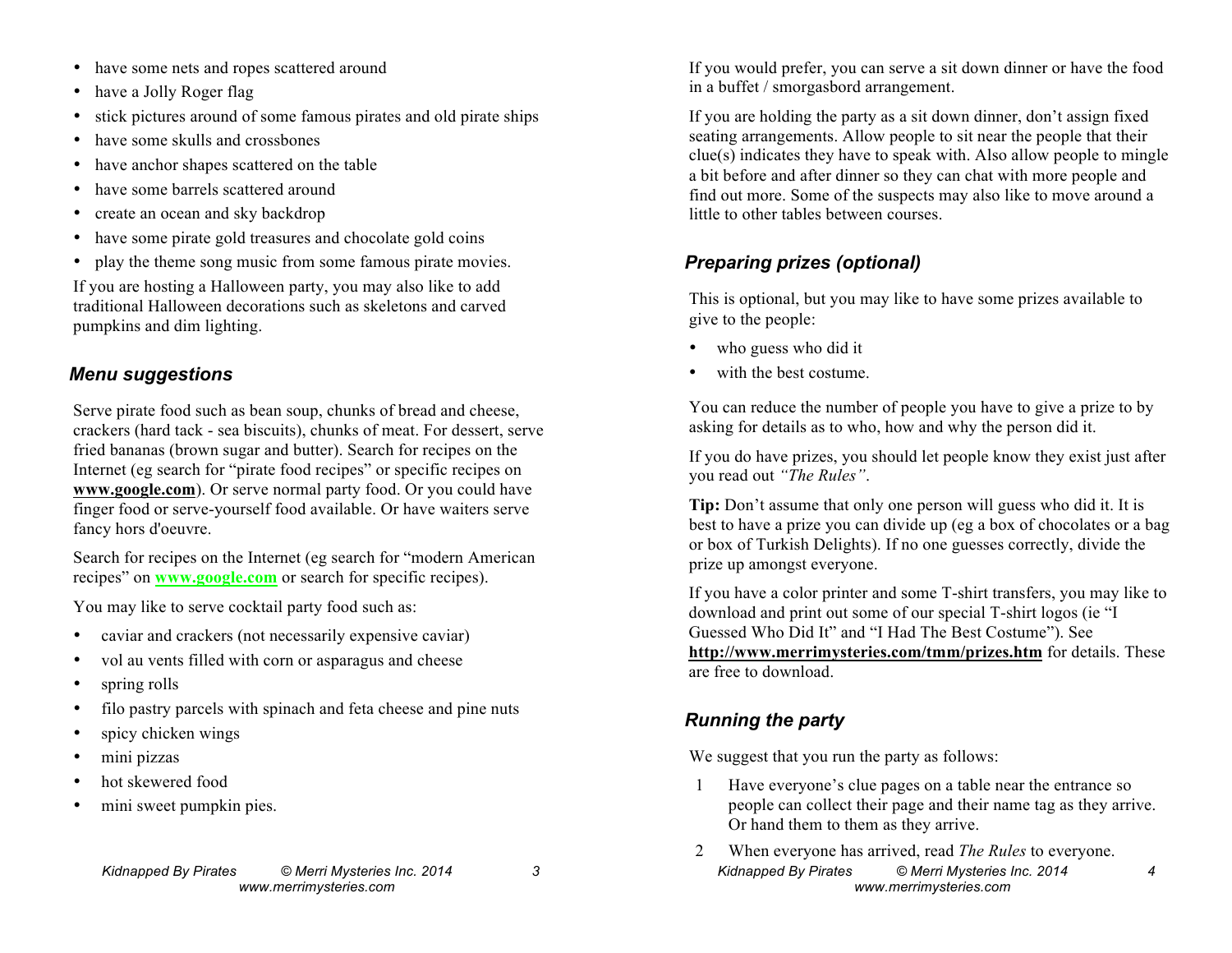- have some nets and ropes scattered around
- have a Jolly Roger flag
- stick pictures around of some famous pirates and old pirate ships
- have some skulls and crossbones
- have anchor shapes scattered on the table
- have some barrels scattered around
- create an ocean and sky backdrop
- have some pirate gold treasures and chocolate gold coins
- play the theme song music from some famous pirate movies.

If you are hosting a Halloween party, you may also like to add traditional Halloween decorations such as skeletons and carved pumpkins and dim lighting.

### Menu suggestions

Serve pirate food such as bean soup, chunks of bread and cheese, crackers (hard tack - sea biscuits), chunks of meat. For dessert, serve fried bananas (brown sugar and butter). Search for recipes on the Internet (eg search for "pirate food recipes" or specific recipes on **www.google.com**). Or serve normal party food. Or you could have finger food or serve-yourself food available. Or have waiters serve fancy hors d'oeuvre.

Search for recipes on the Internet (eg search for "modern American recipes" on **www.google.com** or search for specific recipes).

You may like to serve cocktail party food such as:

- caviar and crackers (not necessarily expensive caviar)
- vol au vents filled with corn or asparagus and cheese
- spring rolls
- filo pastry parcels with spinach and feta cheese and pine nuts
- spicy chicken wings
- mini pizzas
- hot skewered food
- mini sweet pumpkin pies.

If you would prefer, you can serve a sit down dinner or have the food in a buffet / smorgasbord arrangement.

If you are holding the party as a sit down dinner, don't assign fixed seating arrangements. Allow people to sit near the people that their clue(s) indicates they have to speak with. Also allow people to mingle a bit before and after dinner so they can chat with more people and find out more. Some of the suspects may also like to move around a little to other tables between courses.

### Preparing prizes (optional)

This is optional, but you may like to have some prizes available to give to the people:

- who guess who did it
- with the best costume.

You can reduce the number of people you have to give a prize to by asking for details as to who, how and why the person did it.

If you do have prizes, you should let people know they exist just after you read out *"The Rules"*.

**Tip:** Don't assume that only one person will guess who did it. It is best to have a prize you can divide up (eg a box of chocolates or a bag or box of Turkish Delights). If no one guesses correctly, divide the prize up amongst everyone.

If you have a color printer and some T-shirt transfers, you may like to download and print out some of our special T-shirt logos (ie "I Guessed Who Did It" and "I Had The Best Costume"). See **http://www.merrimysteries.com/tmm/prizes.htm** for details. These are free to download.

### Running the party

We suggest that you run the party as follows:

1. Have everyone's clue pages on a table near the entrance so people can collect their page and their name tag as they arrive. Or hand them to them as they arrive.
2. When everyone has arrived, read *The Rules* to everyone.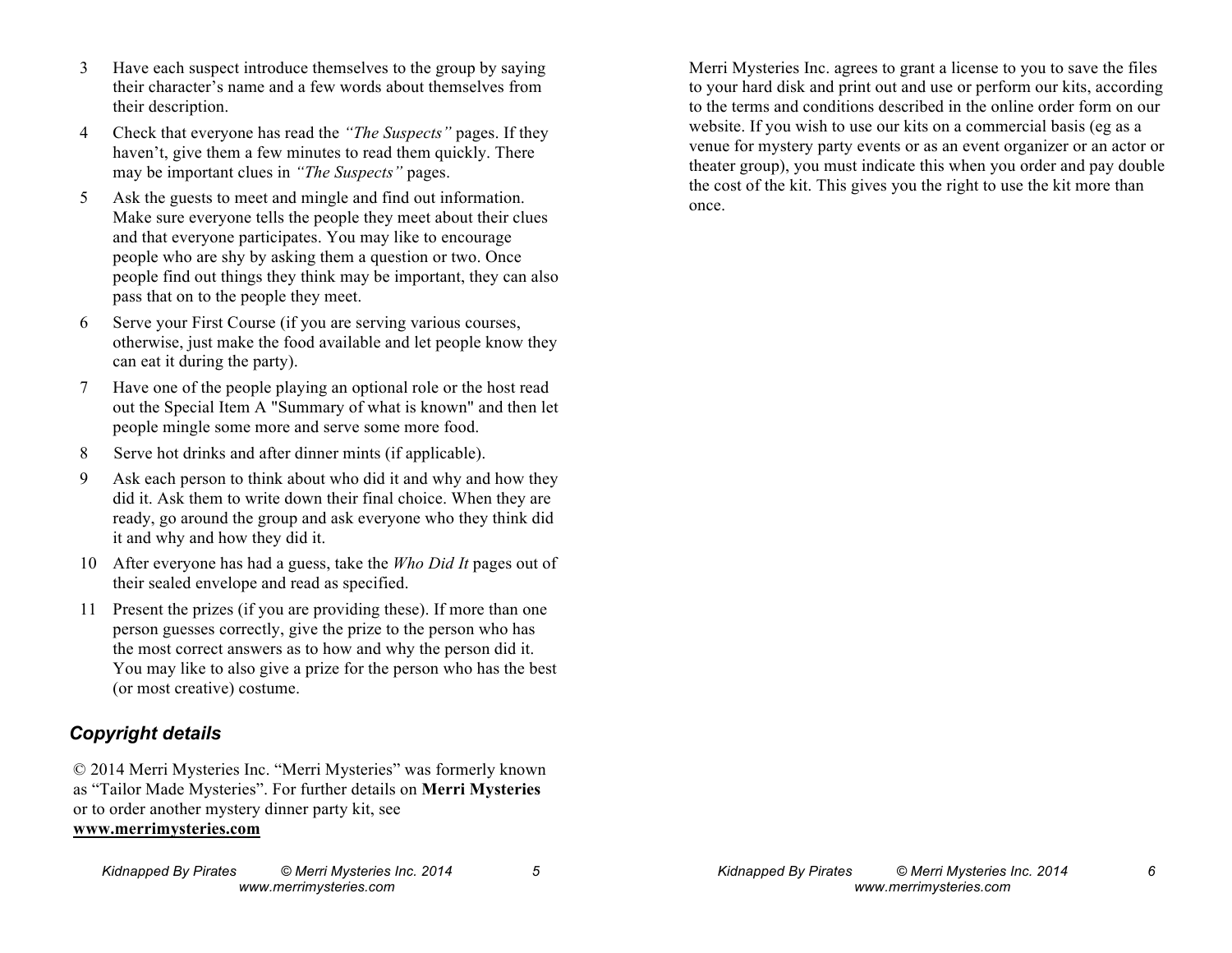3. Have each suspect introduce themselves to the group by saying their character's name and a few words about themselves from their description.
4. Check that everyone has read the *"The Suspects"* pages. If they haven't, give them a few minutes to read them quickly. There may be important clues in *"The Suspects"* pages.
5. Ask the guests to meet and mingle and find out information. Make sure everyone tells the people they meet about their clues and that everyone participates. You may like to encourage people who are shy by asking them a question or two. Once people find out things they think may be important, they can also pass that on to the people they meet.
6. Serve your First Course (if you are serving various courses, otherwise, just make the food available and let people know they can eat it during the party).
7. Have one of the people playing an optional role or the host read out the Special Item A "Summary of what is known" and then let people mingle some more and serve some more food.
8. Serve hot drinks and after dinner mints (if applicable).
9. Ask each person to think about who did it and why and how they did it. Ask them to write down their final choice. When they are ready, go around the group and ask everyone who they think did it and why and how they did it.
10. After everyone has had a guess, take the *Who Did It* pages out of their sealed envelope and read as specified.
11. Present the prizes (if you are providing these). If more than one person guesses correctly, give the prize to the person who has the most correct answers as to how and why the person did it. You may like to also give a prize for the person who has the best (or most creative) costume.

### *Copyright details*

© 2014 Merri Mysteries Inc. "Merri Mysteries" was formerly known as "Tailor Made Mysteries". For further details on **Merri Mysteries** or to order another mystery dinner party kit, see **www.merrimysteries.com**

Merri Mysteries Inc. agrees to grant a license to you to save the files to your hard disk and print out and use or perform our kits, according to the terms and conditions described in the online order form on our website. If you wish to use our kits on a commercial basis (eg as a venue for mystery party events or as an event organizer or an actor or theater group), you must indicate this when you order and pay double the cost of the kit. This gives you the right to use the kit more than once.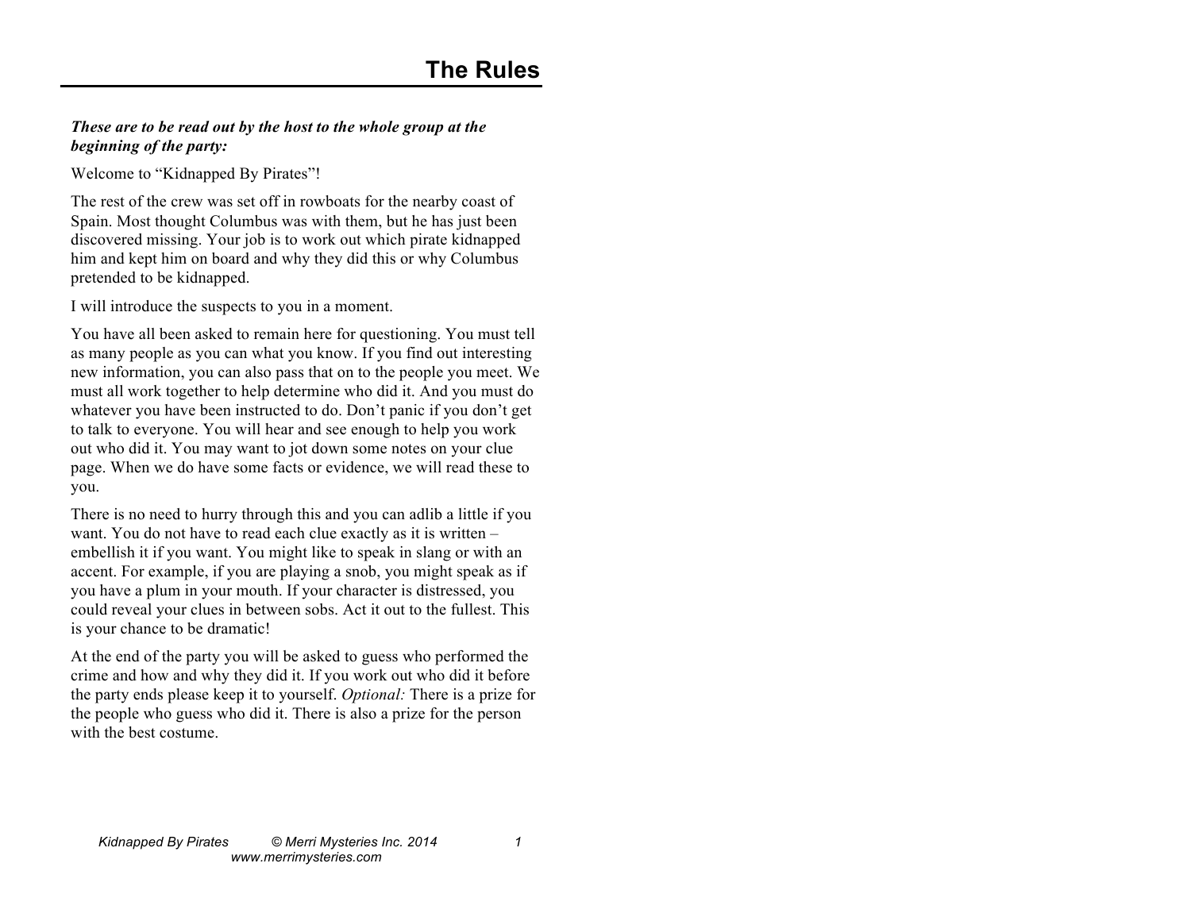# The Rules

***These are to be read out by the host to the whole group at the beginning of the party:***

Welcome to "Kidnapped By Pirates"!

The rest of the crew was set off in rowboats for the nearby coast of Spain. Most thought Columbus was with them, but he has just been discovered missing. Your job is to work out which pirate kidnapped him and kept him on board and why they did this or why Columbus pretended to be kidnapped.

I will introduce the suspects to you in a moment.

You have all been asked to remain here for questioning. You must tell as many people as you can what you know. If you find out interesting new information, you can also pass that on to the people you meet. We must all work together to help determine who did it. And you must do whatever you have been instructed to do. Don't panic if you don't get to talk to everyone. You will hear and see enough to help you work out who did it. You may want to jot down some notes on your clue page. When we do have some facts or evidence, we will read these to you.

There is no need to hurry through this and you can adlib a little if you want. You do not have to read each clue exactly as it is written – embellish it if you want. You might like to speak in slang or with an accent. For example, if you are playing a snob, you might speak as if you have a plum in your mouth. If your character is distressed, you could reveal your clues in between sobs. Act it out to the fullest. This is your chance to be dramatic!

At the end of the party you will be asked to guess who performed the crime and how and why they did it. If you work out who did it before the party ends please keep it to yourself. *Optional:* There is a prize for the people who guess who did it. There is also a prize for the person with the best costume.